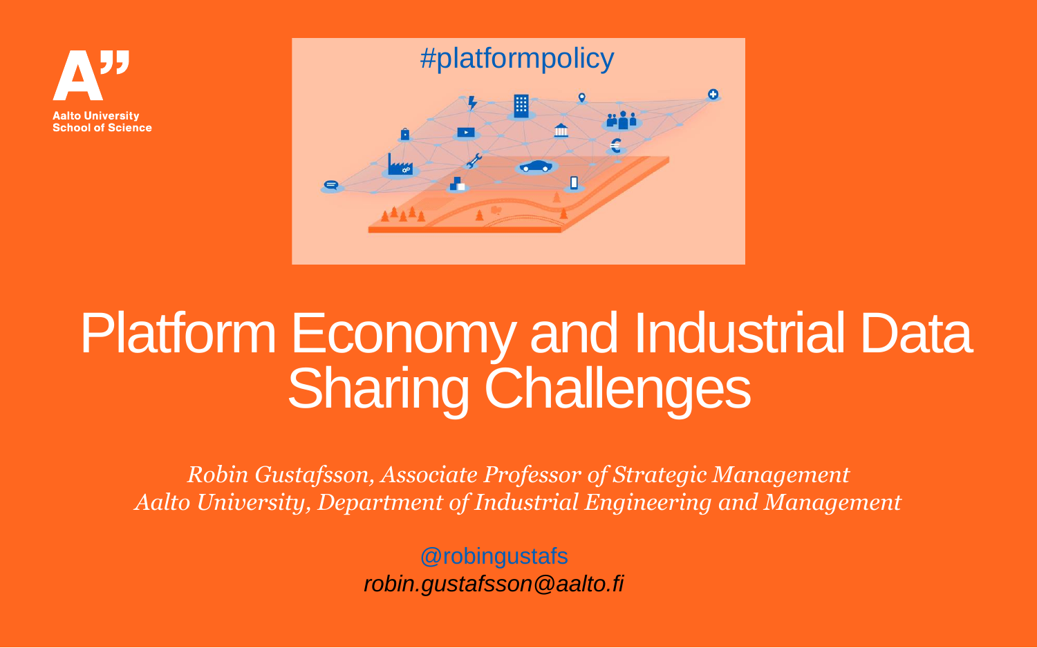Aalto University
School of Science

#platformpolicy

# Platform Economy and Industrial Data Sharing Challenges

*Robin Gustafsson, Associate Professor of Strategic Management*
*Aalto University, Department of Industrial Engineering and Management*

@robingustafs
*robin.gustafsson@aalto.fi*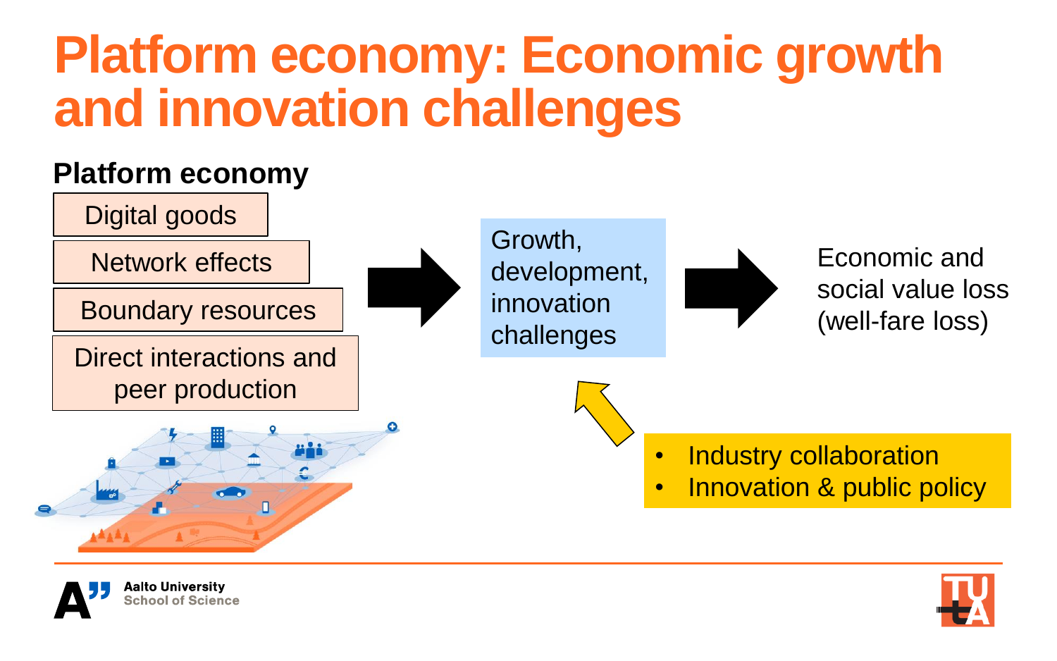# Platform economy: Economic growth and innovation challenges

**Platform economy**

- Digital goods
- Network effects
- Boundary resources
- Direct interactions and peer production

→ Growth, development, innovation challenges → Economic and social value loss (well-fare loss)

- Industry collaboration
- Innovation & public policy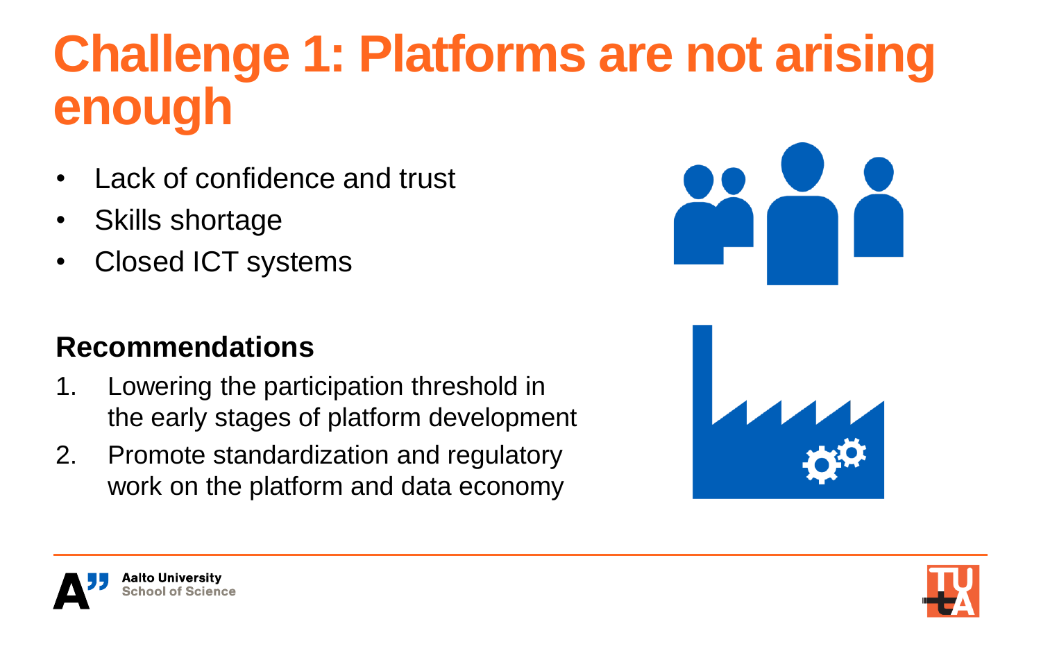# Challenge 1: Platforms are not arising enough

- Lack of confidence and trust
- Skills shortage
- Closed ICT systems

**Recommendations**

1. Lowering the participation threshold in the early stages of platform development
2. Promote standardization and regulatory work on the platform and data economy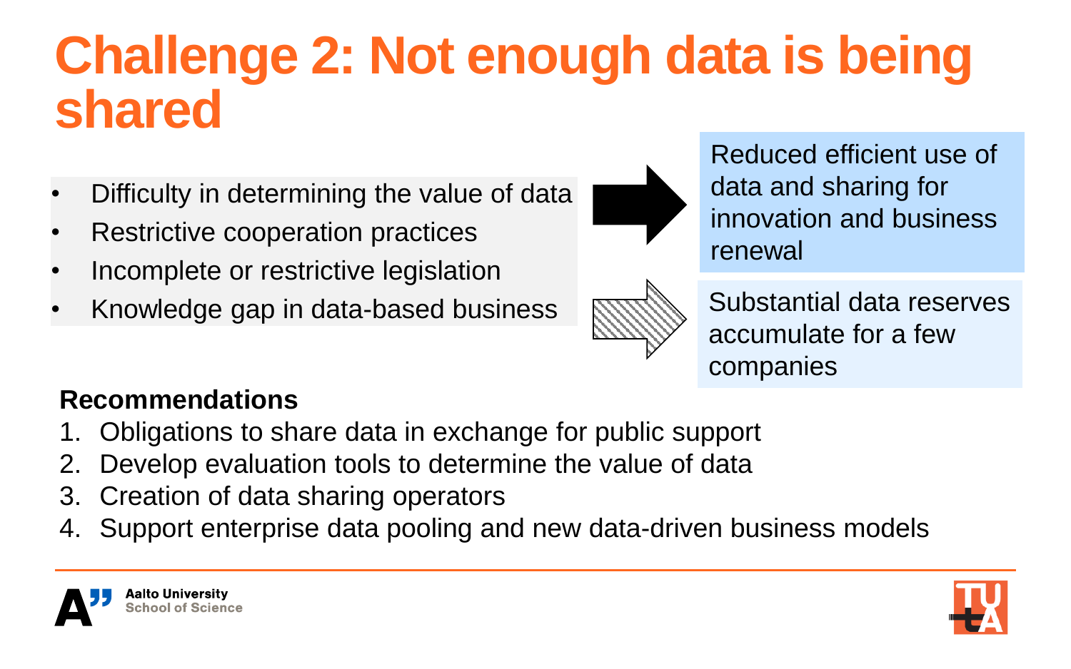# Challenge 2: Not enough data is being shared

- Difficulty in determining the value of data
- Restrictive cooperation practices
- Incomplete or restrictive legislation
- Knowledge gap in data-based business

→ Reduced efficient use of data and sharing for innovation and business renewal

→ Substantial data reserves accumulate for a few companies

**Recommendations**

1. Obligations to share data in exchange for public support
2. Develop evaluation tools to determine the value of data
3. Creation of data sharing operators
4. Support enterprise data pooling and new data-driven business models

Aalto University
School of Science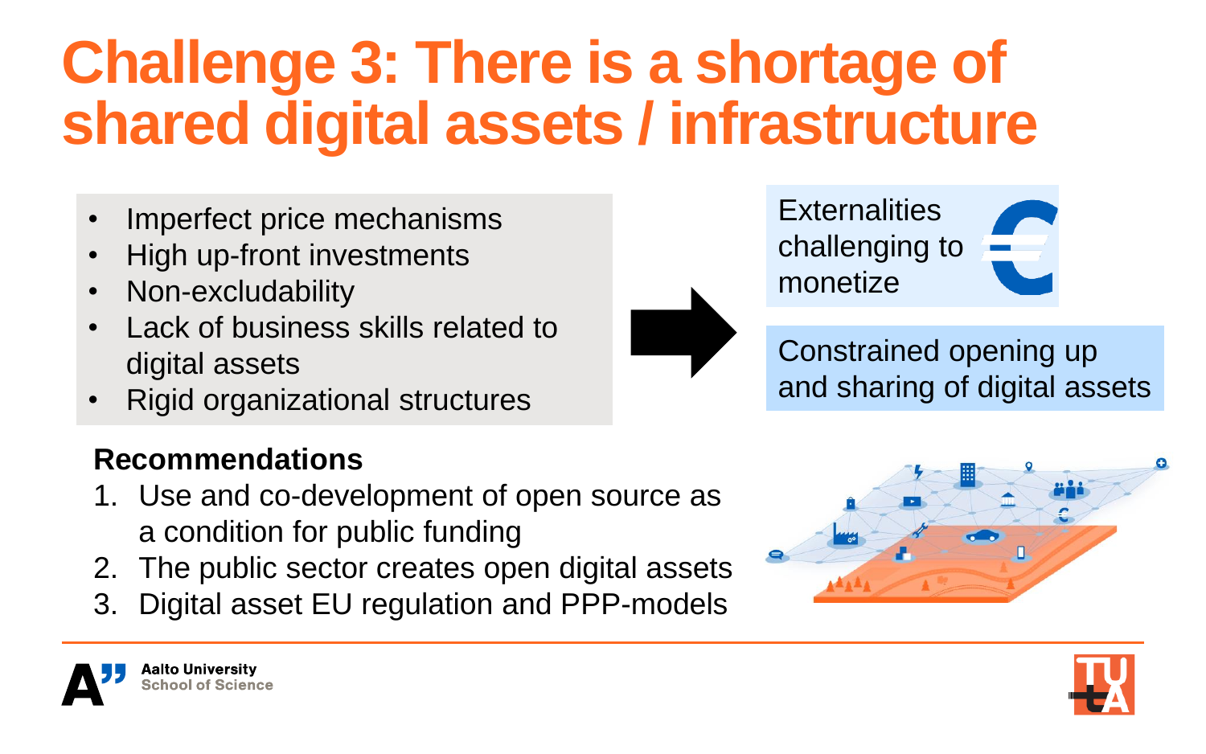# Challenge 3: There is a shortage of shared digital assets / infrastructure

- Imperfect price mechanisms
- High up-front investments
- Non-excludability
- Lack of business skills related to digital assets
- Rigid organizational structures

Externalities challenging to monetize

Constrained opening up and sharing of digital assets

**Recommendations**

1. Use and co-development of open source as a condition for public funding
2. The public sector creates open digital assets
3. Digital asset EU regulation and PPP-models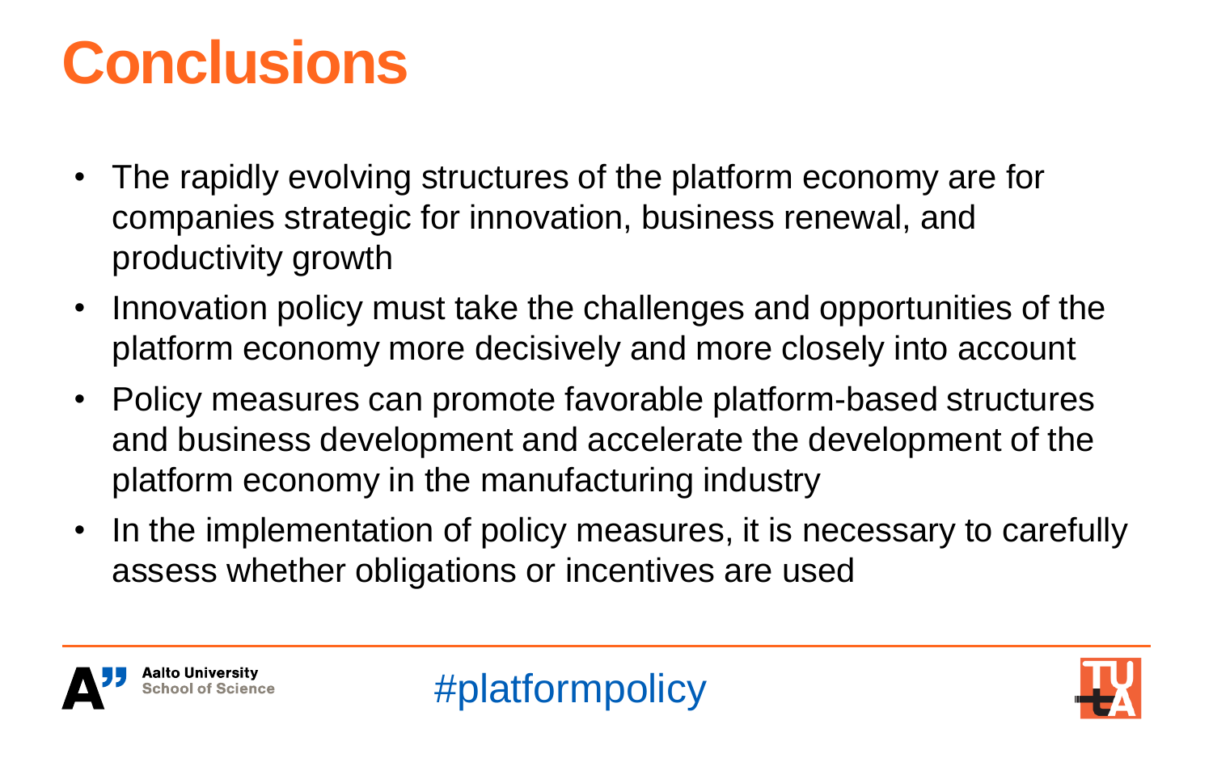# Conclusions

- The rapidly evolving structures of the platform economy are for companies strategic for innovation, business renewal, and productivity growth
- Innovation policy must take the challenges and opportunities of the platform economy more decisively and more closely into account
- Policy measures can promote favorable platform-based structures and business development and accelerate the development of the platform economy in the manufacturing industry
- In the implementation of policy measures, it is necessary to carefully assess whether obligations or incentives are used

Aalto University School of Science

#platformpolicy